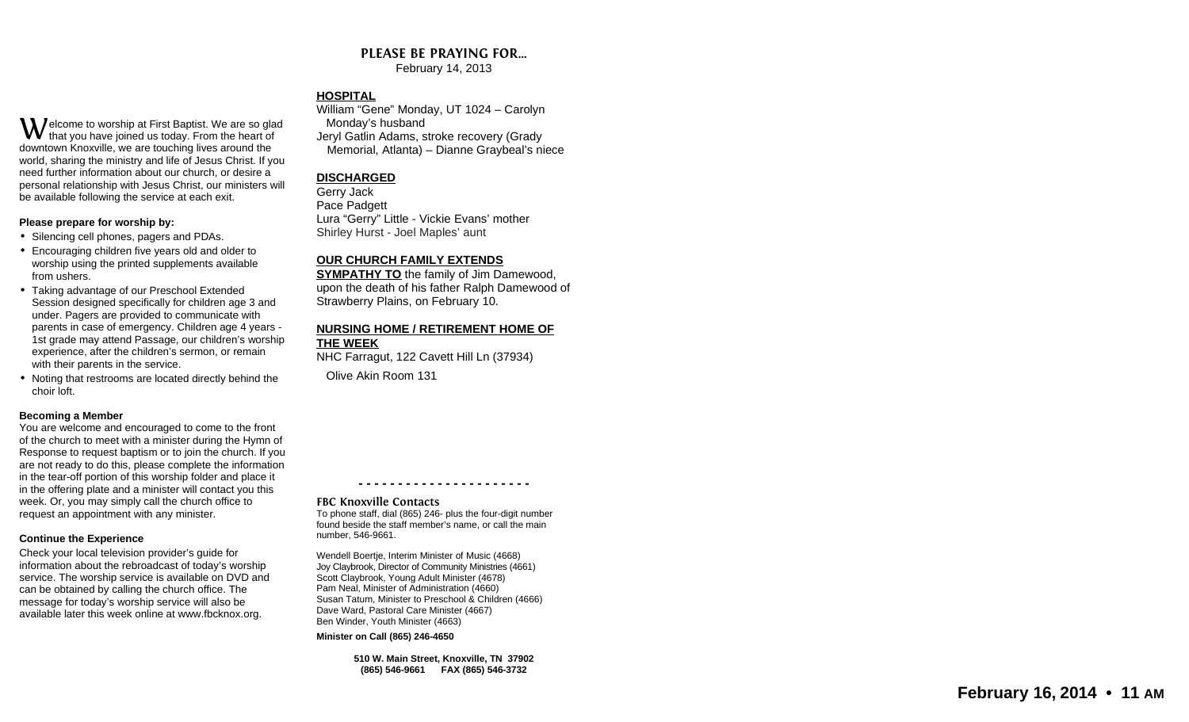Welcome to worship at First Baptist. We are so glad that you have joined us today. From the heart of downtown Knoxville, we are touching lives around the world, sharing the ministry and life of Jesus Christ. If you need further information about our church, or desire a personal relationship with Jesus Christ, our ministers will be available following the service at each exit.

**Please prepare for worship by:**

- Silencing cell phones, pagers and PDAs.
- Encouraging children five years old and older to worship using the printed supplements available from ushers.
- Taking advantage of our Preschool Extended Session designed specifically for children age 3 and under. Pagers are provided to communicate with parents in case of emergency. Children age 4 years - 1st grade may attend Passage, our children's worship experience, after the children's sermon, or remain with their parents in the service.
- Noting that restrooms are located directly behind the choir loft.

**Becoming a Member**

You are welcome and encouraged to come to the front of the church to meet with a minister during the Hymn of Response to request baptism or to join the church. If you are not ready to do this, please complete the information in the tear-off portion of this worship folder and place it in the offering plate and a minister will contact you this week. Or, you may simply call the church office to request an appointment with any minister.

**Continue the Experience**

Check your local television provider's guide for information about the rebroadcast of today's worship service. The worship service is available on DVD and can be obtained by calling the church office. The message for today's worship service will also be available later this week online at www.fbcknox.org.

## PLEASE BE PRAYING FOR...

February 14, 2013

**HOSPITAL**

William "Gene" Monday, UT 1024 – Carolyn Monday's husband
Jeryl Gatlin Adams, stroke recovery (Grady Memorial, Atlanta) – Dianne Graybeal's niece

**DISCHARGED**

Gerry Jack
Pace Padgett
Lura "Gerry" Little - Vickie Evans' mother
Shirley Hurst - Joel Maples' aunt

**OUR CHURCH FAMILY EXTENDS SYMPATHY TO** the family of Jim Damewood, upon the death of his father Ralph Damewood of Strawberry Plains, on February 10.

**NURSING HOME / RETIREMENT HOME OF THE WEEK**

NHC Farragut, 122 Cavett Hill Ln (37934)

Olive Akin Room 131

- - - - - - - - - - - - - - - - - - - - -

### FBC Knoxville Contacts

To phone staff, dial (865) 246- plus the four-digit number found beside the staff member's name, or call the main number, 546-9661.

Wendell Boertje, Interim Minister of Music (4668)
Joy Claybrook, Director of Community Ministries (4661)
Scott Claybrook, Young Adult Minister (4678)
Pam Neal, Minister of Administration (4660)
Susan Tatum, Minister to Preschool & Children (4666)
Dave Ward, Pastoral Care Minister (4667)
Ben Winder, Youth Minister (4663)

**Minister on Call (865) 246-4650**

**510 W. Main Street, Knoxville, TN 37902**
**(865) 546-9661 FAX (865) 546-3732**

**February 16, 2014 • 11 AM**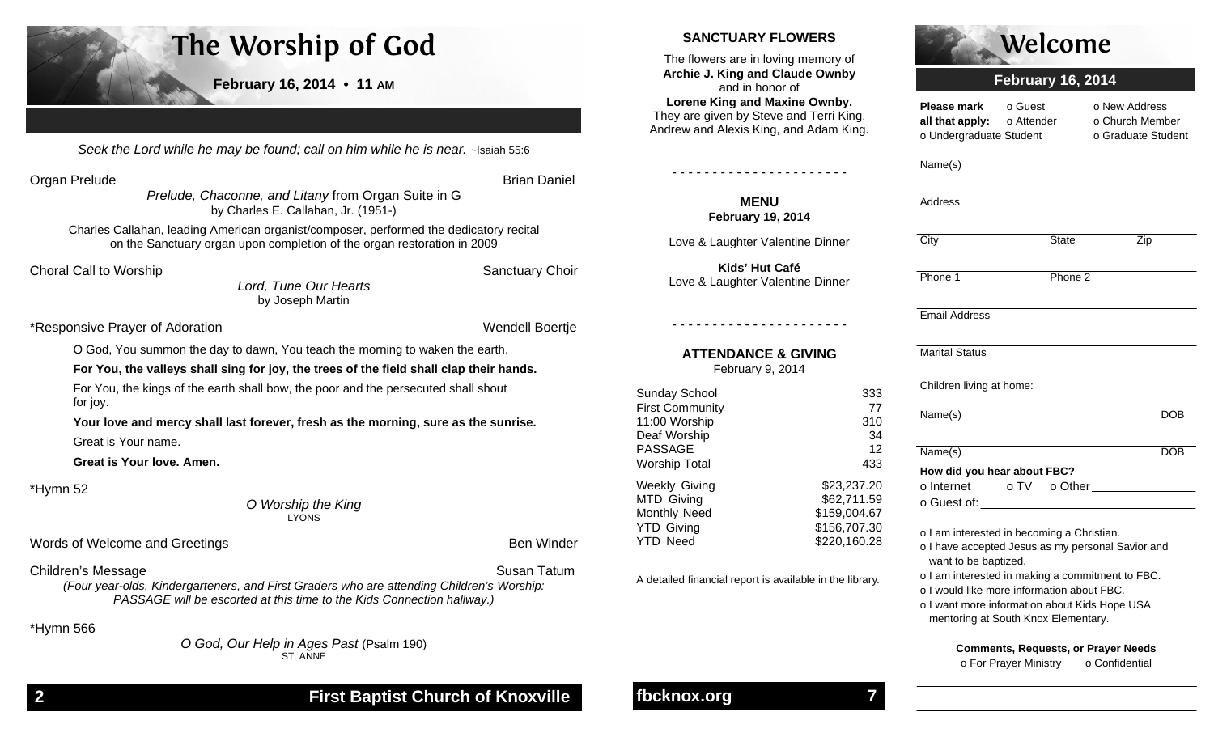# The Worship of God

**February 16, 2014 • 11 AM**

*Seek the Lord while he may be found; call on him while he is near.* ~Isaiah 55:6

Organ Prelude — Brian Daniel

*Prelude, Chaconne, and Litany* from Organ Suite in G
by Charles E. Callahan, Jr. (1951-)

Charles Callahan, leading American organist/composer, performed the dedicatory recital on the Sanctuary organ upon completion of the organ restoration in 2009

Choral Call to Worship — Sanctuary Choir

*Lord, Tune Our Hearts*
by Joseph Martin

*Responsive Prayer of Adoration — Wendell Boertje

O God, You summon the day to dawn, You teach the morning to waken the earth.

**For You, the valleys shall sing for joy, the trees of the field shall clap their hands.**

For You, the kings of the earth shall bow, the poor and the persecuted shall shout for joy.

**Your love and mercy shall last forever, fresh as the morning, sure as the sunrise.**

Great is Your name.

**Great is Your love. Amen.**

*Hymn 52

*O Worship the King*
LYONS

Words of Welcome and Greetings — Ben Winder

Children's Message — Susan Tatum

*(Four year-olds, Kindergarteners, and First Graders who are attending Children's Worship: PASSAGE will be escorted at this time to the Kids Connection hallway.)*

*Hymn 566

*O God, Our Help in Ages Past* (Psalm 190)
ST. ANNE

First Baptist Church of Knoxville

## SANCTUARY FLOWERS

The flowers are in loving memory of
**Archie J. King and Claude Ownby**
and in honor of
**Lorene King and Maxine Ownby.**
They are given by Steve and Terri King, Andrew and Alexis King, and Adam King.

- - - - - - - - - - - - - - - - - - - - -

## MENU

**February 19, 2014**

Love & Laughter Valentine Dinner

**Kids' Hut Café**
Love & Laughter Valentine Dinner

- - - - - - - - - - - - - - - - - - - - -

## ATTENDANCE & GIVING

February 9, 2014

| | |
|---|---|
| Sunday School | 333 |
| First Community | 77 |
| 11:00 Worship | 310 |
| Deaf Worship | 34 |
| PASSAGE | 12 |
| Worship Total | 433 |
| Weekly Giving | $23,237.20 |
| MTD Giving | $62,711.59 |
| Monthly Need | $159,004.67 |
| YTD Giving | $156,707.30 |
| YTD Need | $220,160.28 |

A detailed financial report is available in the library.

fbcknox.org

# Welcome

## February 16, 2014

**Please mark all that apply:** o Guest o Attender o New Address o Church Member o Undergraduate Student o Graduate Student

Name(s)

Address

City State Zip

Phone 1 Phone 2

Email Address

Marital Status

Children living at home:

Name(s) DOB

Name(s) DOB

**How did you hear about FBC?**

o Internet o TV o Other ________________

o Guest of: ________________

o I am interested in becoming a Christian.
o I have accepted Jesus as my personal Savior and want to be baptized.
o I am interested in making a commitment to FBC.
o I would like more information about FBC.
o I want more information about Kids Hope USA mentoring at South Knox Elementary.

**Comments, Requests, or Prayer Needs**
o For Prayer Ministry o Confidential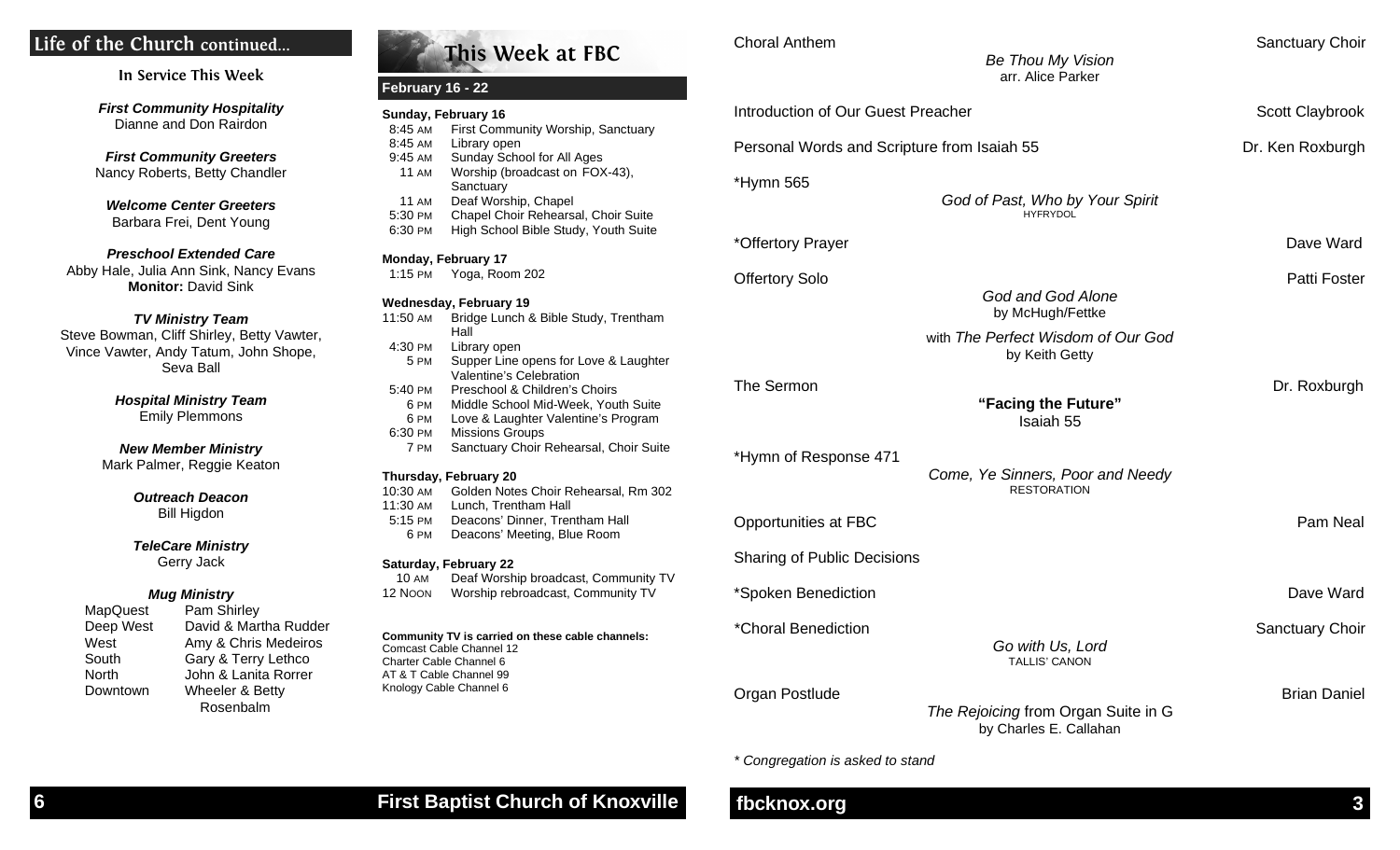## Life of the Church continued...

### In Service This Week

***First Community Hospitality***
Dianne and Don Rairdon

***First Community Greeters***
Nancy Roberts, Betty Chandler

***Welcome Center Greeters***
Barbara Frei, Dent Young

***Preschool Extended Care***
Abby Hale, Julia Ann Sink, Nancy Evans
**Monitor:** David Sink

***TV Ministry Team***
Steve Bowman, Cliff Shirley, Betty Vawter, Vince Vawter, Andy Tatum, John Shope, Seva Ball

***Hospital Ministry Team***
Emily Plemmons

***New Member Ministry***
Mark Palmer, Reggie Keaton

***Outreach Deacon***
Bill Higdon

***TeleCare Ministry***
Gerry Jack

***Mug Ministry***

| | |
|---|---|
| MapQuest | Pam Shirley |
| Deep West | David & Martha Rudder |
| West | Amy & Chris Medeiros |
| South | Gary & Terry Lethco |
| North | John & Lanita Rorrer |
| Downtown | Wheeler & Betty Rosenbalm |

## This Week at FBC

### February 16 - 22

**Sunday, February 16**

| | |
|---|---|
| 8:45 AM | First Community Worship, Sanctuary |
| 8:45 AM | Library open |
| 9:45 AM | Sunday School for All Ages |
| 11 AM | Worship (broadcast on FOX-43), Sanctuary |
| 11 AM | Deaf Worship, Chapel |
| 5:30 PM | Chapel Choir Rehearsal, Choir Suite |
| 6:30 PM | High School Bible Study, Youth Suite |

**Monday, February 17**

| | |
|---|---|
| 1:15 PM | Yoga, Room 202 |

**Wednesday, February 19**

| | |
|---|---|
| 11:50 AM | Bridge Lunch & Bible Study, Trentham Hall |
| 4:30 PM | Library open |
| 5 PM | Supper Line opens for Love & Laughter Valentine's Celebration |
| 5:40 PM | Preschool & Children's Choirs |
| 6 PM | Middle School Mid-Week, Youth Suite |
| 6 PM | Love & Laughter Valentine's Program |
| 6:30 PM | Missions Groups |
| 7 PM | Sanctuary Choir Rehearsal, Choir Suite |

**Thursday, February 20**

| | |
|---|---|
| 10:30 AM | Golden Notes Choir Rehearsal, Rm 302 |
| 11:30 AM | Lunch, Trentham Hall |
| 5:15 PM | Deacons' Dinner, Trentham Hall |
| 6 PM | Deacons' Meeting, Blue Room |

**Saturday, February 22**

| | |
|---|---|
| 10 AM | Deaf Worship broadcast, Community TV |
| 12 NOON | Worship rebroadcast, Community TV |

**Community TV is carried on these cable channels:**
Comcast Cable Channel 12
Charter Cable Channel 6
AT & T Cable Channel 99
Knology Cable Channel 6

---

Choral Anthem — Sanctuary Choir
*Be Thou My Vision*
arr. Alice Parker

Introduction of Our Guest Preacher — Scott Claybrook

Personal Words and Scripture from Isaiah 55 — Dr. Ken Roxburgh

*Hymn 565
*God of Past, Who by Your Spirit*
HYFRYDOL

*Offertory Prayer — Dave Ward

Offertory Solo — Patti Foster
*God and God Alone*
by McHugh/Fettke
with *The Perfect Wisdom of Our God*
by Keith Getty

The Sermon — Dr. Roxburgh
**"Facing the Future"**
Isaiah 55

*Hymn of Response 471
*Come, Ye Sinners, Poor and Needy*
RESTORATION

Opportunities at FBC — Pam Neal

Sharing of Public Decisions

*Spoken Benediction — Dave Ward

*Choral Benediction — Sanctuary Choir
*Go with Us, Lord*
TALLIS' CANON

Organ Postlude — Brian Daniel
*The Rejoicing* from Organ Suite in G
by Charles E. Callahan

*\* Congregation is asked to stand*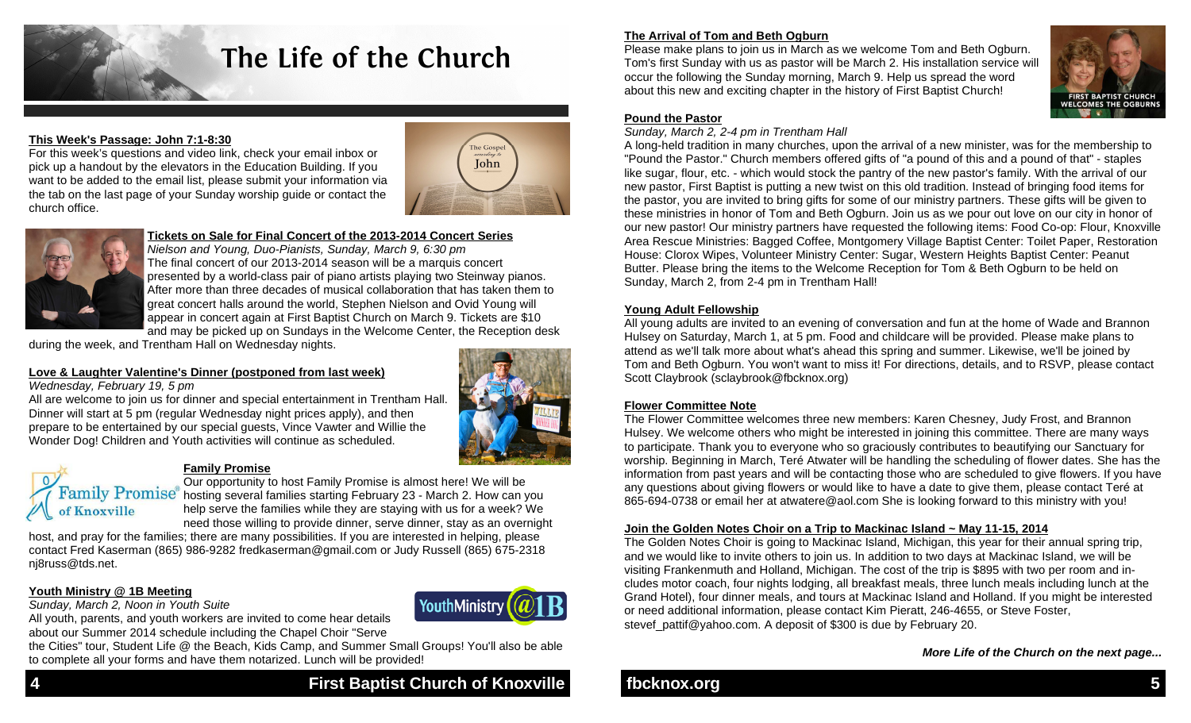# The Life of the Church

### This Week's Passage: John 7:1-8:30

For this week's questions and video link, check your email inbox or pick up a handout by the elevators in the Education Building. If you want to be added to the email list, please submit your information via the tab on the last page of your Sunday worship guide or contact the church office.

### Tickets on Sale for Final Concert of the 2013-2014 Concert Series

*Nielson and Young, Duo-Pianists, Sunday, March 9, 6:30 pm*

The final concert of our 2013-2014 season will be a marquis concert presented by a world-class pair of piano artists playing two Steinway pianos. After more than three decades of musical collaboration that has taken them to great concert halls around the world, Stephen Nielson and Ovid Young will appear in concert again at First Baptist Church on March 9. Tickets are $10 and may be picked up on Sundays in the Welcome Center, the Reception desk during the week, and Trentham Hall on Wednesday nights.

### Love & Laughter Valentine's Dinner (postponed from last week)

*Wednesday, February 19, 5 pm*

All are welcome to join us for dinner and special entertainment in Trentham Hall. Dinner will start at 5 pm (regular Wednesday night prices apply), and then prepare to be entertained by our special guests, Vince Vawter and Willie the Wonder Dog! Children and Youth activities will continue as scheduled.

### Family Promise

Our opportunity to host Family Promise is almost here! We will be hosting several families starting February 23 - March 2. How can you help serve the families while they are staying with us for a week? We need those willing to provide dinner, serve dinner, stay as an overnight host, and pray for the families; there are many possibilities. If you are interested in helping, please contact Fred Kaserman (865) 986-9282 fredkaserman@gmail.com or Judy Russell (865) 675-2318 nj8russ@tds.net.

### Youth Ministry @ 1B Meeting

*Sunday, March 2, Noon in Youth Suite*

All youth, parents, and youth workers are invited to come hear details about our Summer 2014 schedule including the Chapel Choir "Serve the Cities" tour, Student Life @ the Beach, Kids Camp, and Summer Small Groups! You'll also be able to complete all your forms and have them notarized. Lunch will be provided!

### The Arrival of Tom and Beth Ogburn

Please make plans to join us in March as we welcome Tom and Beth Ogburn. Tom's first Sunday with us as pastor will be March 2. His installation service will occur the following the Sunday morning, March 9. Help us spread the word about this new and exciting chapter in the history of First Baptist Church!

FIRST BAPTIST CHURCH WELCOMES THE OGBURNS

### Pound the Pastor

*Sunday, March 2, 2-4 pm in Trentham Hall*

A long-held tradition in many churches, upon the arrival of a new minister, was for the membership to "Pound the Pastor." Church members offered gifts of "a pound of this and a pound of that" - staples like sugar, flour, etc. - which would stock the pantry of the new pastor's family. With the arrival of our new pastor, First Baptist is putting a new twist on this old tradition. Instead of bringing food items for the pastor, you are invited to bring gifts for some of our ministry partners. These gifts will be given to these ministries in honor of Tom and Beth Ogburn. Join us as we pour out love on our city in honor of our new pastor! Our ministry partners have requested the following items: Food Co-op: Flour, Knoxville Area Rescue Ministries: Bagged Coffee, Montgomery Village Baptist Center: Toilet Paper, Restoration House: Clorox Wipes, Volunteer Ministry Center: Sugar, Western Heights Baptist Center: Peanut Butter. Please bring the items to the Welcome Reception for Tom & Beth Ogburn to be held on Sunday, March 2, from 2-4 pm in Trentham Hall!

### Young Adult Fellowship

All young adults are invited to an evening of conversation and fun at the home of Wade and Brannon Hulsey on Saturday, March 1, at 5 pm. Food and childcare will be provided. Please make plans to attend as we'll talk more about what's ahead this spring and summer. Likewise, we'll be joined by Tom and Beth Ogburn. You won't want to miss it! For directions, details, and to RSVP, please contact Scott Claybrook (sclaybrook@fbcknox.org)

### Flower Committee Note

The Flower Committee welcomes three new members: Karen Chesney, Judy Frost, and Brannon Hulsey. We welcome others who might be interested in joining this committee. There are many ways to participate. Thank you to everyone who so graciously contributes to beautifying our Sanctuary for worship. Beginning in March, Teré Atwater will be handling the scheduling of flower dates. She has the information from past years and will be contacting those who are scheduled to give flowers. If you have any questions about giving flowers or would like to have a date to give them, please contact Teré at 865-694-0738 or email her at atwatere@aol.com She is looking forward to this ministry with you!

### Join the Golden Notes Choir on a Trip to Mackinac Island ~ May 11-15, 2014

The Golden Notes Choir is going to Mackinac Island, Michigan, this year for their annual spring trip, and we would like to invite others to join us. In addition to two days at Mackinac Island, we will be visiting Frankenmuth and Holland, Michigan. The cost of the trip is $895 with two per room and includes motor coach, four nights lodging, all breakfast meals, three lunch meals including lunch at the Grand Hotel), four dinner meals, and tours at Mackinac Island and Holland. If you might be interested or need additional information, please contact Kim Pieratt, 246-4655, or Steve Foster, stevef_pattif@yahoo.com. A deposit of $300 is due by February 20.

***More Life of the Church on the next page...***